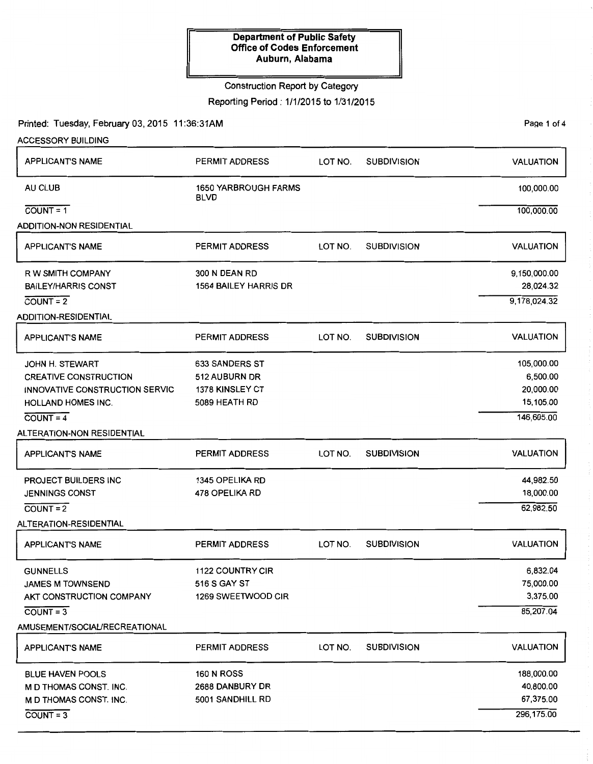**Department of Public Safety**
**Office of Codes Enforcement**
**Auburn, Alabama**

Construction Report by Category

Reporting Period : 1/1/2015 to 1/31/2015

Printed: Tuesday, February 03, 2015 11:36:31AM

## ACCESSORY BUILDING

| APPLICANT'S NAME | PERMIT ADDRESS | LOT NO. | SUBDIVISION | VALUATION |
|---|---|---|---|---|
| AU CLUB | 1650 YARBROUGH FARMS BLVD | | | 100,000.00 |
| COUNT = 1 | | | | 100,000.00 |

## ADDITION-NON RESIDENTIAL

| APPLICANT'S NAME | PERMIT ADDRESS | LOT NO. | SUBDIVISION | VALUATION |
|---|---|---|---|---|
| R W SMITH COMPANY | 300 N DEAN RD | | | 9,150,000.00 |
| BAILEY/HARRIS CONST | 1564 BAILEY HARRIS DR | | | 28,024.32 |
| COUNT = 2 | | | | 9,178,024.32 |

## ADDITION-RESIDENTIAL

| APPLICANT'S NAME | PERMIT ADDRESS | LOT NO. | SUBDIVISION | VALUATION |
|---|---|---|---|---|
| JOHN H. STEWART | 633 SANDERS ST | | | 105,000.00 |
| CREATIVE CONSTRUCTION | 512 AUBURN DR | | | 6,500.00 |
| INNOVATIVE CONSTRUCTION SERVIC | 1378 KINSLEY CT | | | 20,000.00 |
| HOLLAND HOMES INC. | 5089 HEATH RD | | | 15,105.00 |
| COUNT = 4 | | | | 146,605.00 |

## ALTERATION-NON RESIDENTIAL

| APPLICANT'S NAME | PERMIT ADDRESS | LOT NO. | SUBDIVISION | VALUATION |
|---|---|---|---|---|
| PROJECT BUILDERS INC | 1345 OPELIKA RD | | | 44,982.50 |
| JENNINGS CONST | 478 OPELIKA RD | | | 18,000.00 |
| COUNT = 2 | | | | 62,982.50 |

## ALTERATION-RESIDENTIAL

| APPLICANT'S NAME | PERMIT ADDRESS | LOT NO. | SUBDIVISION | VALUATION |
|---|---|---|---|---|
| GUNNELLS | 1122 COUNTRY CIR | | | 6,832.04 |
| JAMES M TOWNSEND | 516 S GAY ST | | | 75,000.00 |
| AKT CONSTRUCTION COMPANY | 1269 SWEETWOOD CIR | | | 3,375.00 |
| COUNT = 3 | | | | 85,207.04 |

## AMUSEMENT/SOCIAL/RECREATIONAL

| APPLICANT'S NAME | PERMIT ADDRESS | LOT NO. | SUBDIVISION | VALUATION |
|---|---|---|---|---|
| BLUE HAVEN POOLS | 160 N ROSS | | | 188,000.00 |
| M D THOMAS CONST. INC. | 2688 DANBURY DR | | | 40,800.00 |
| M D THOMAS CONST. INC. | 5001 SANDHILL RD | | | 67,375.00 |
| COUNT = 3 | | | | 296,175.00 |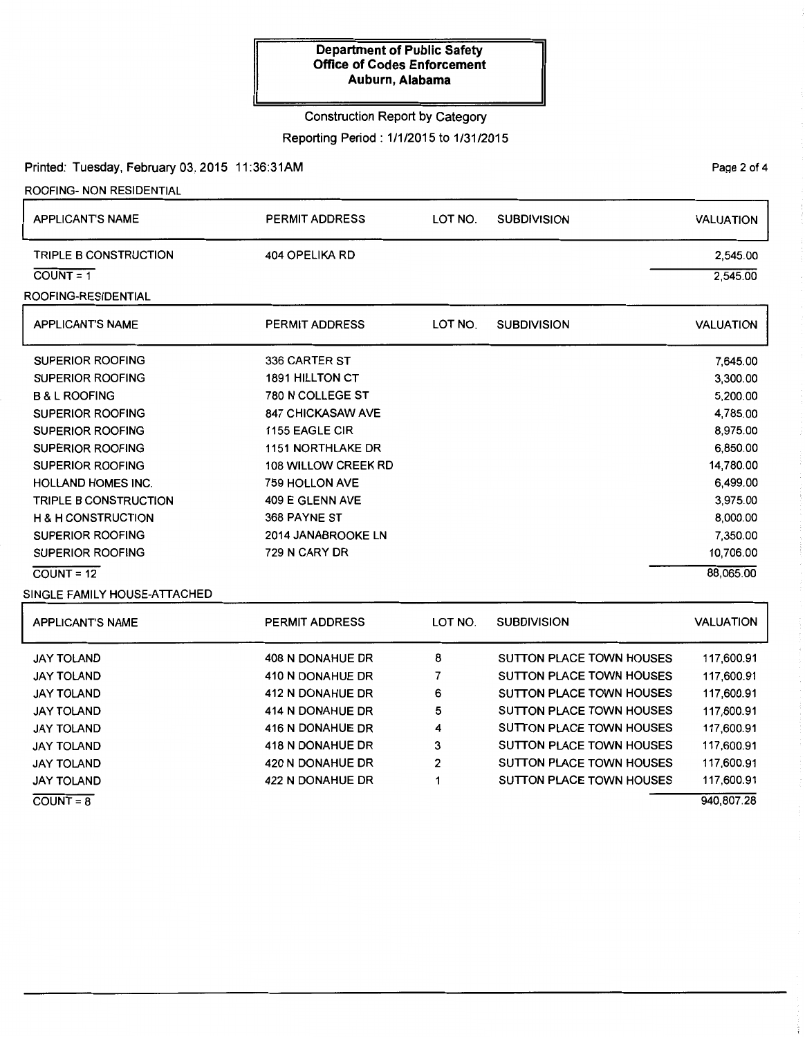**Department of Public Safety**
**Office of Codes Enforcement**
**Auburn, Alabama**

Construction Report by Category

Reporting Period : 1/1/2015 to 1/31/2015

Printed: Tuesday, February 03, 2015 11:36:31AM

ROOFING- NON RESIDENTIAL

| APPLICANT'S NAME | PERMIT ADDRESS | LOT NO. | SUBDIVISION | VALUATION |
|---|---|---|---|---|
| TRIPLE B CONSTRUCTION | 404 OPELIKA RD | | | 2,545.00 |
| COUNT = 1 | | | | 2,545.00 |

ROOFING-RESIDENTIAL

| APPLICANT'S NAME | PERMIT ADDRESS | LOT NO. | SUBDIVISION | VALUATION |
|---|---|---|---|---|
| SUPERIOR ROOFING | 336 CARTER ST | | | 7,645.00 |
| SUPERIOR ROOFING | 1891 HILLTON CT | | | 3,300.00 |
| B & L ROOFING | 780 N COLLEGE ST | | | 5,200.00 |
| SUPERIOR ROOFING | 847 CHICKASAW AVE | | | 4,785.00 |
| SUPERIOR ROOFING | 1155 EAGLE CIR | | | 8,975.00 |
| SUPERIOR ROOFING | 1151 NORTHLAKE DR | | | 6,850.00 |
| SUPERIOR ROOFING | 108 WILLOW CREEK RD | | | 14,780.00 |
| HOLLAND HOMES INC. | 759 HOLLON AVE | | | 6,499.00 |
| TRIPLE B CONSTRUCTION | 409 E GLENN AVE | | | 3,975.00 |
| H & H CONSTRUCTION | 368 PAYNE ST | | | 8,000.00 |
| SUPERIOR ROOFING | 2014 JANABROOKE LN | | | 7,350.00 |
| SUPERIOR ROOFING | 729 N CARY DR | | | 10,706.00 |
| COUNT = 12 | | | | 88,065.00 |

SINGLE FAMILY HOUSE-ATTACHED

| APPLICANT'S NAME | PERMIT ADDRESS | LOT NO. | SUBDIVISION | VALUATION |
|---|---|---|---|---|
| JAY TOLAND | 408 N DONAHUE DR | 8 | SUTTON PLACE TOWN HOUSES | 117,600.91 |
| JAY TOLAND | 410 N DONAHUE DR | 7 | SUTTON PLACE TOWN HOUSES | 117,600.91 |
| JAY TOLAND | 412 N DONAHUE DR | 6 | SUTTON PLACE TOWN HOUSES | 117,600.91 |
| JAY TOLAND | 414 N DONAHUE DR | 5 | SUTTON PLACE TOWN HOUSES | 117,600.91 |
| JAY TOLAND | 416 N DONAHUE DR | 4 | SUTTON PLACE TOWN HOUSES | 117,600.91 |
| JAY TOLAND | 418 N DONAHUE DR | 3 | SUTTON PLACE TOWN HOUSES | 117,600.91 |
| JAY TOLAND | 420 N DONAHUE DR | 2 | SUTTON PLACE TOWN HOUSES | 117,600.91 |
| JAY TOLAND | 422 N DONAHUE DR | 1 | SUTTON PLACE TOWN HOUSES | 117,600.91 |
| COUNT = 8 | | | | 940,807.28 |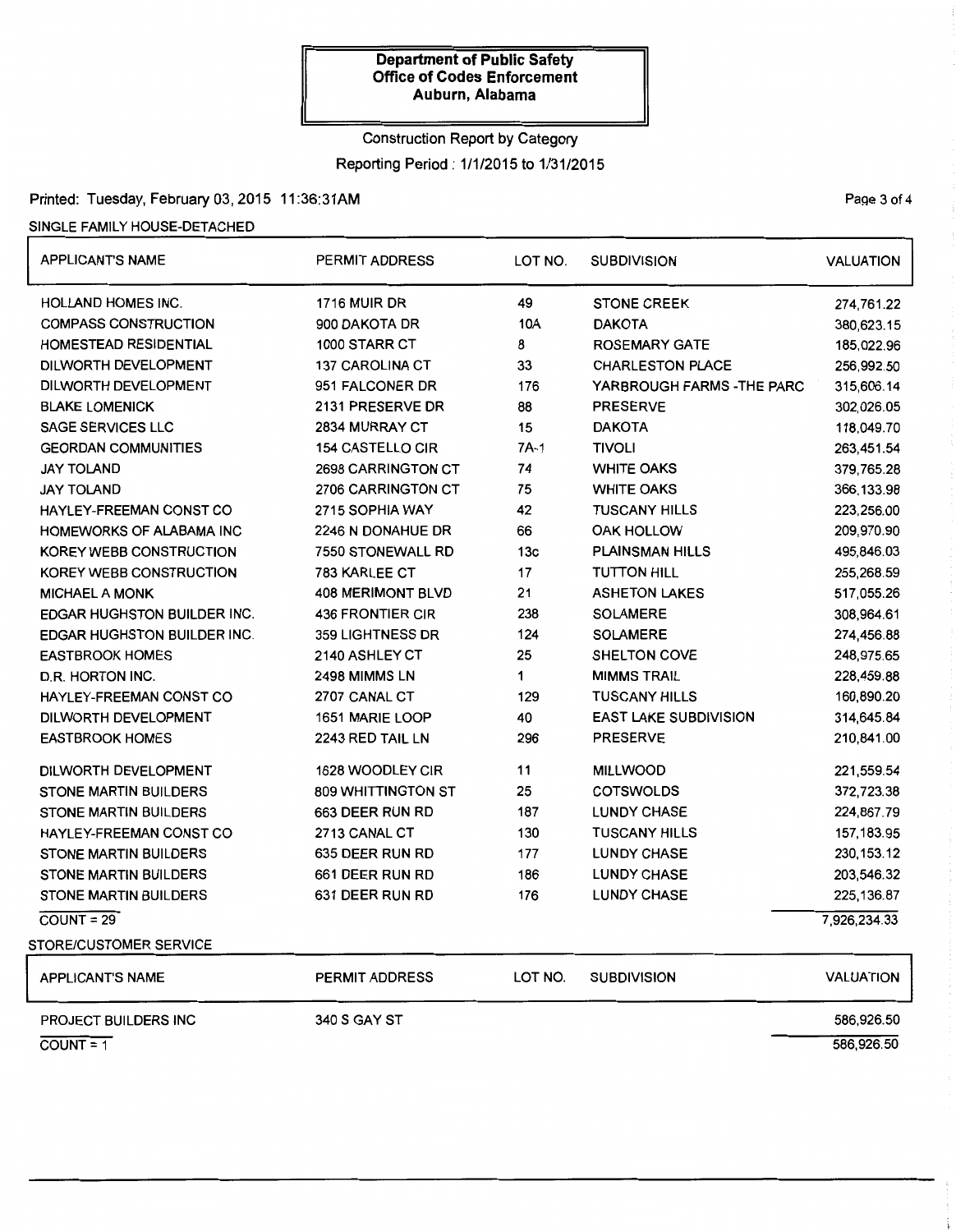**Department of Public Safety**
**Office of Codes Enforcement**
**Auburn, Alabama**

Construction Report by Category

Reporting Period : 1/1/2015 to 1/31/2015

Printed: Tuesday, February 03, 2015 11:36:31AM

SINGLE FAMILY HOUSE-DETACHED

| APPLICANT'S NAME | PERMIT ADDRESS | LOT NO. | SUBDIVISION | VALUATION |
|---|---|---|---|---|
| HOLLAND HOMES INC. | 1716 MUIR DR | 49 | STONE CREEK | 274,761.22 |
| COMPASS CONSTRUCTION | 900 DAKOTA DR | 10A | DAKOTA | 380,623.15 |
| HOMESTEAD RESIDENTIAL | 1000 STARR CT | 8 | ROSEMARY GATE | 185,022.96 |
| DILWORTH DEVELOPMENT | 137 CAROLINA CT | 33 | CHARLESTON PLACE | 256,992.50 |
| DILWORTH DEVELOPMENT | 951 FALCONER DR | 176 | YARBROUGH FARMS -THE PARC | 315,606.14 |
| BLAKE LOMENICK | 2131 PRESERVE DR | 88 | PRESERVE | 302,026.05 |
| SAGE SERVICES LLC | 2834 MURRAY CT | 15 | DAKOTA | 118,049.70 |
| GEORDAN COMMUNITIES | 154 CASTELLO CIR | 7A-1 | TIVOLI | 263,451.54 |
| JAY TOLAND | 2698 CARRINGTON CT | 74 | WHITE OAKS | 379,765.28 |
| JAY TOLAND | 2706 CARRINGTON CT | 75 | WHITE OAKS | 366,133.98 |
| HAYLEY-FREEMAN CONST CO | 2715 SOPHIA WAY | 42 | TUSCANY HILLS | 223,256.00 |
| HOMEWORKS OF ALABAMA INC | 2246 N DONAHUE DR | 66 | OAK HOLLOW | 209,970.90 |
| KOREY WEBB CONSTRUCTION | 7550 STONEWALL RD | 13c | PLAINSMAN HILLS | 495,846.03 |
| KOREY WEBB CONSTRUCTION | 783 KARLEE CT | 17 | TUTTON HILL | 255,268.59 |
| MICHAEL A MONK | 408 MERIMONT BLVD | 21 | ASHETON LAKES | 517,055.26 |
| EDGAR HUGHSTON BUILDER INC. | 436 FRONTIER CIR | 238 | SOLAMERE | 308,964.61 |
| EDGAR HUGHSTON BUILDER INC. | 359 LIGHTNESS DR | 124 | SOLAMERE | 274,456.88 |
| EASTBROOK HOMES | 2140 ASHLEY CT | 25 | SHELTON COVE | 248,975.65 |
| D.R. HORTON INC. | 2498 MIMMS LN | 1 | MIMMS TRAIL | 228,459.88 |
| HAYLEY-FREEMAN CONST CO | 2707 CANAL CT | 129 | TUSCANY HILLS | 160,890.20 |
| DILWORTH DEVELOPMENT | 1651 MARIE LOOP | 40 | EAST LAKE SUBDIVISION | 314,645.84 |
| EASTBROOK HOMES | 2243 RED TAIL LN | 296 | PRESERVE | 210,841.00 |
| DILWORTH DEVELOPMENT | 1628 WOODLEY CIR | 11 | MILLWOOD | 221,559.54 |
| STONE MARTIN BUILDERS | 809 WHITTINGTON ST | 25 | COTSWOLDS | 372,723.38 |
| STONE MARTIN BUILDERS | 663 DEER RUN RD | 187 | LUNDY CHASE | 224,867.79 |
| HAYLEY-FREEMAN CONST CO | 2713 CANAL CT | 130 | TUSCANY HILLS | 157,183.95 |
| STONE MARTIN BUILDERS | 635 DEER RUN RD | 177 | LUNDY CHASE | 230,153.12 |
| STONE MARTIN BUILDERS | 661 DEER RUN RD | 186 | LUNDY CHASE | 203,546.32 |
| STONE MARTIN BUILDERS | 631 DEER RUN RD | 176 | LUNDY CHASE | 225,136.87 |
| COUNT = 29 | | | | 7,926,234.33 |

STORE/CUSTOMER SERVICE

| APPLICANT'S NAME | PERMIT ADDRESS | LOT NO. | SUBDIVISION | VALUATION |
|---|---|---|---|---|
| PROJECT BUILDERS INC | 340 S GAY ST | | | 586,926.50 |
| COUNT = 1 | | | | 586,926.50 |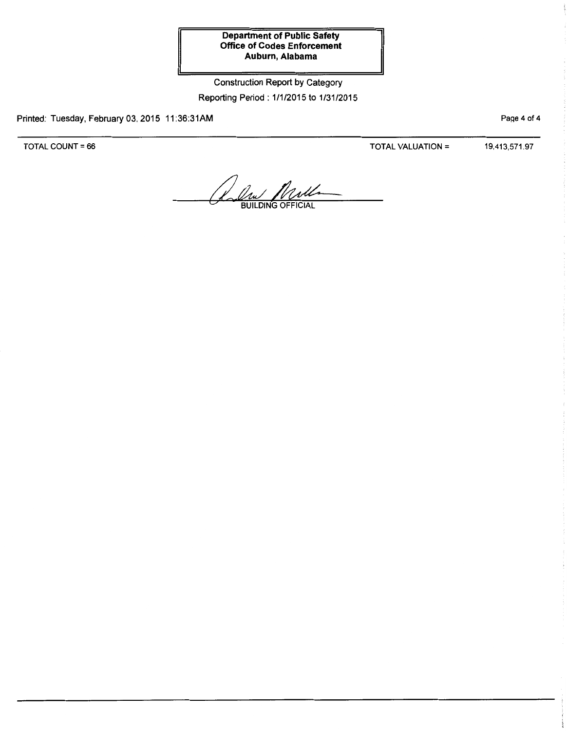**Department of Public Safety**
**Office of Codes Enforcement**
**Auburn, Alabama**

Construction Report by Category

Reporting Period : 1/1/2015 to 1/31/2015

Printed: Tuesday, February 03, 2015 11:36:31AM

TOTAL COUNT = 66

TOTAL VALUATION = 19,413,571.97

BUILDING OFFICIAL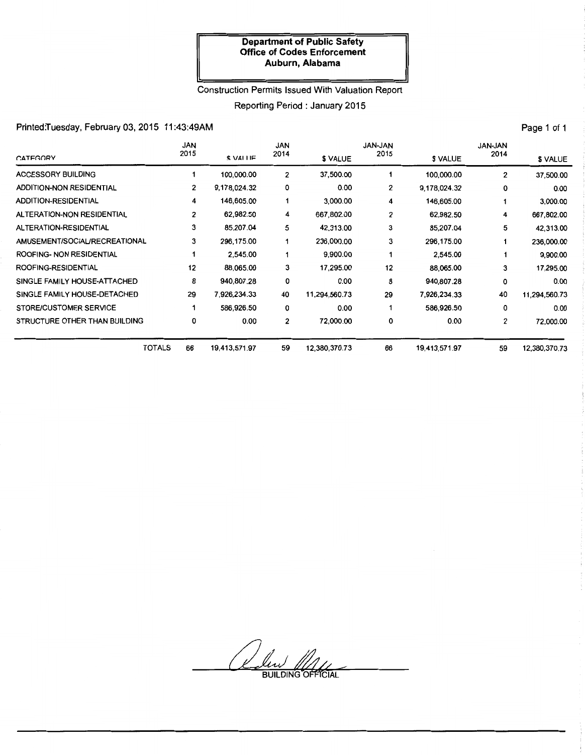**Department of Public Safety**
**Office of Codes Enforcement**
**Auburn, Alabama**

Construction Permits Issued With Valuation Report

Reporting Period : January 2015

Printed:Tuesday, February 03, 2015 11:43:49AM

| CATEGORY | JAN 2015 | $ VALUE | JAN 2014 | $ VALUE | JAN-JAN 2015 | $ VALUE | JAN-JAN 2014 | $ VALUE |
|---|---|---|---|---|---|---|---|---|
| ACCESSORY BUILDING | 1 | 100,000.00 | 2 | 37,500.00 | 1 | 100,000.00 | 2 | 37,500.00 |
| ADDITION-NON RESIDENTIAL | 2 | 9,178,024.32 | 0 | 0.00 | 2 | 9,178,024.32 | 0 | 0.00 |
| ADDITION-RESIDENTIAL | 4 | 146,605.00 | 1 | 3,000.00 | 4 | 146,605.00 | 1 | 3,000.00 |
| ALTERATION-NON RESIDENTIAL | 2 | 62,982.50 | 4 | 667,802.00 | 2 | 62,982.50 | 4 | 667,802.00 |
| ALTERATION-RESIDENTIAL | 3 | 85,207.04 | 5 | 42,313.00 | 3 | 85,207.04 | 5 | 42,313.00 |
| AMUSEMENT/SOCIAL/RECREATIONAL | 3 | 296,175.00 | 1 | 236,000.00 | 3 | 296,175.00 | 1 | 236,000.00 |
| ROOFING- NON RESIDENTIAL | 1 | 2,545.00 | 1 | 9,900.00 | 1 | 2,545.00 | 1 | 9,900.00 |
| ROOFING-RESIDENTIAL | 12 | 88,065.00 | 3 | 17,295.00 | 12 | 88,065.00 | 3 | 17,295.00 |
| SINGLE FAMILY HOUSE-ATTACHED | 8 | 940,807.28 | 0 | 0.00 | 8 | 940,807.28 | 0 | 0.00 |
| SINGLE FAMILY HOUSE-DETACHED | 29 | 7,926,234.33 | 40 | 11,294,560.73 | 29 | 7,926,234.33 | 40 | 11,294,560.73 |
| STORE/CUSTOMER SERVICE | 1 | 586,926.50 | 0 | 0.00 | 1 | 586,926.50 | 0 | 0.00 |
| STRUCTURE OTHER THAN BUILDING | 0 | 0.00 | 2 | 72,000.00 | 0 | 0.00 | 2 | 72,000.00 |
| TOTALS | 66 | 19,413,571.97 | 59 | 12,380,370.73 | 66 | 19,413,571.97 | 59 | 12,380,370.73 |

BUILDING OFFICIAL